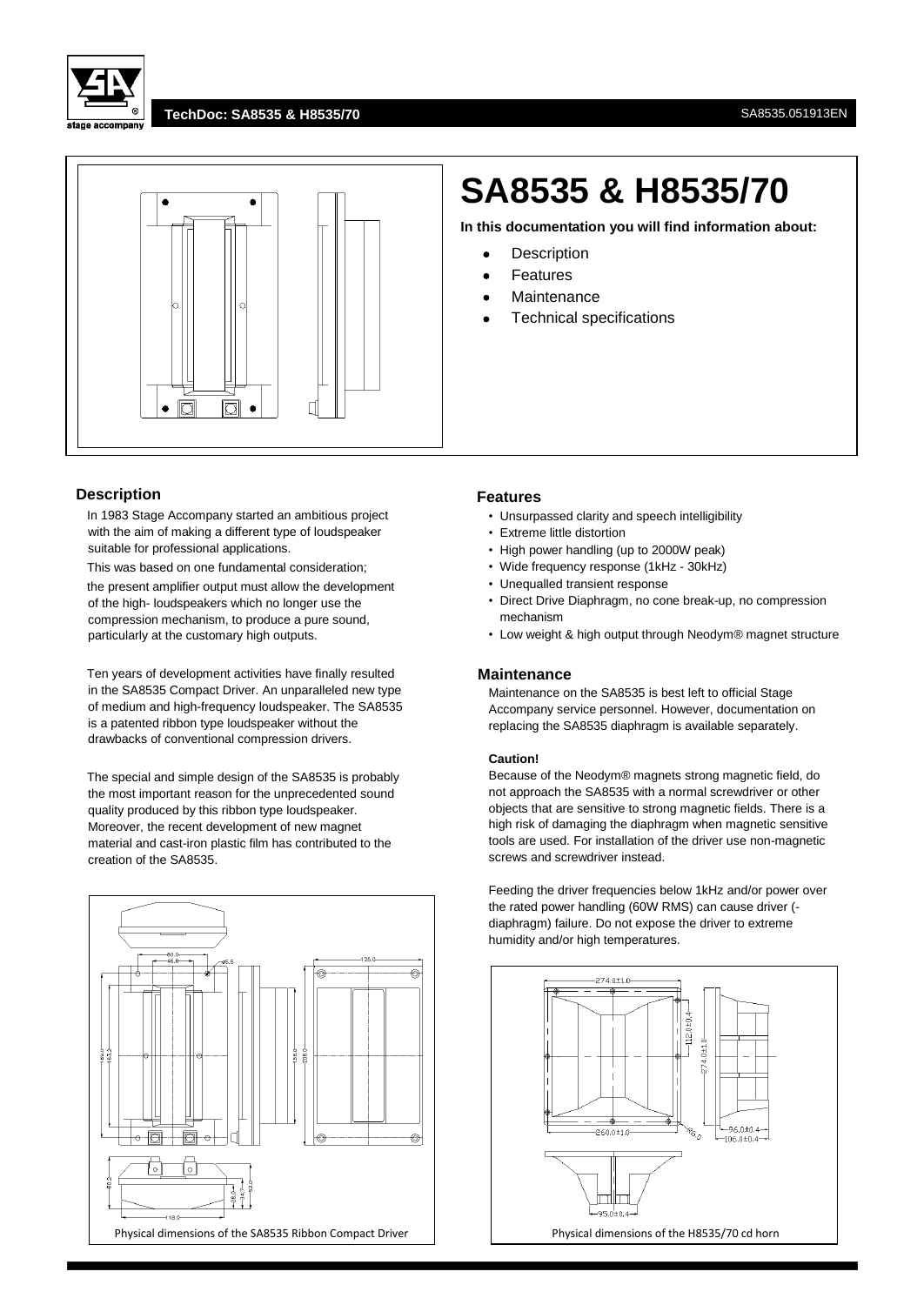# SA8535 & H8535/70

**In this documentation you will find information about:**

- Description
- Features
- Maintenance
- Technical specifications

## Description

In 1983 Stage Accompany started an ambitious project with the aim of making a different type of loudspeaker suitable for professional applications.

This was based on one fundamental consideration; the present amplifier output must allow the development of the high- loudspeakers which no longer use the compression mechanism, to produce a pure sound, particularly at the customary high outputs.

Ten years of development activities have finally resulted in the SA8535 Compact Driver. An unparalleled new type of medium and high-frequency loudspeaker. The SA8535 is a patented ribbon type loudspeaker without the drawbacks of conventional compression drivers.

The special and simple design of the SA8535 is probably the most important reason for the unprecedented sound quality produced by this ribbon type loudspeaker. Moreover, the recent development of new magnet material and cast-iron plastic film has contributed to the creation of the SA8535.

Physical dimensions of the SA8535 Ribbon Compact Driver

## Features

- Unsurpassed clarity and speech intelligibility
- Extreme little distortion
- High power handling (up to 2000W peak)
- Wide frequency response (1kHz - 30kHz)
- Unequalled transient response
- Direct Drive Diaphragm, no cone break-up, no compression mechanism
- Low weight & high output through Neodym® magnet structure

## Maintenance

Maintenance on the SA8535 is best left to official Stage Accompany service personnel. However, documentation on replacing the SA8535 diaphragm is available separately.

**Caution!**

Because of the Neodym® magnets strong magnetic field, do not approach the SA8535 with a normal screwdriver or other objects that are sensitive to strong magnetic fields. There is a high risk of damaging the diaphragm when magnetic sensitive tools are used. For installation of the driver use non-magnetic screws and screwdriver instead.

Feeding the driver frequencies below 1kHz and/or power over the rated power handling (60W RMS) can cause driver (-diaphragm) failure. Do not expose the driver to extreme humidity and/or high temperatures.

Physical dimensions of the H8535/70 cd horn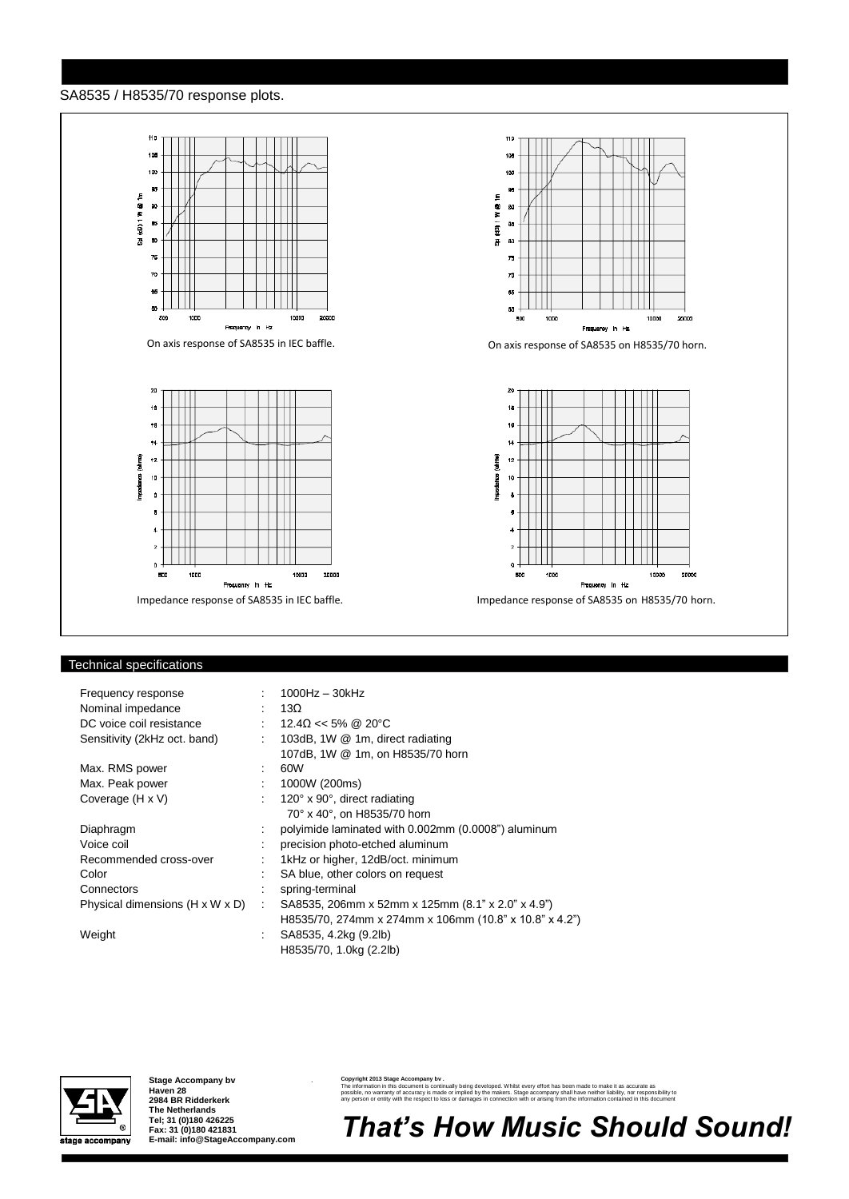SA8535 / H8535/70 response plots.

110
105
100
95
90
85
80
75
70
65
60
Spl (dB) 1 W @ 1m
500 1000 10000 20000
Frequency in Hz

On axis response of SA8535 in IEC baffle.

110
105
100
95
90
85
80
75
70
65
60
Spl (dB) 1 W @ 1m
500 1000 10000 20000
Frequency in Hz

On axis response of SA8535 on H8535/70 horn.

20
18
16
14
12
10
8
6
4
2
0
Impedance (ohms)
500 1000 10000 20000
Frequency in Hz

Impedance response of SA8535 in IEC baffle.

20
18
16
14
12
10
8
6
4
2
0
Impedance (ohms)
500 1000 10000 20000
Frequency in Hz

Impedance response of SA8535 on H8535/70 horn.

## Technical specifications

| | | |
|---|---|---|
| Frequency response | : | 1000Hz – 30kHz |
| Nominal impedance | : | 13Ω |
| DC voice coil resistance | : | 12.4Ω << 5% @ 20°C |
| Sensitivity (2kHz oct. band) | : | 103dB, 1W @ 1m, direct radiating<br>107dB, 1W @ 1m, on H8535/70 horn |
| Max. RMS power | : | 60W |
| Max. Peak power | : | 1000W (200ms) |
| Coverage (H x V) | : | 120° x 90°, direct radiating<br>70° x 40°, on H8535/70 horn |
| Diaphragm | : | polyimide laminated with 0.002mm (0.0008") aluminum |
| Voice coil | : | precision photo-etched aluminum |
| Recommended cross-over | : | 1kHz or higher, 12dB/oct. minimum |
| Color | : | SA blue, other colors on request |
| Connectors | : | spring-terminal |
| Physical dimensions (H x W x D) | : | SA8535, 206mm x 52mm x 125mm (8.1" x 2.0" x 4.9")<br>H8535/70, 274mm x 274mm x 106mm (10.8" x 10.8" x 4.2") |
| Weight | : | SA8535, 4.2kg (9.2lb)<br>H8535/70, 1.0kg (2.2lb) |

stage accompany

**Stage Accompany bv**
**Haven 28**
**2984 BR Ridderkerk**
**The Netherlands**
**Tel; 31 (0)180 426225**
**Fax: 31 (0)180 421831**
**E-mail: info@StageAccompany.com**

**Copyright 2013 Stage Accompany bv .**
The information in this document is continually being developed. Whilst every effort has been made to make it as accurate as possible, no warranty of accuracy is made or implied by the makers. Stage accompany shall have neither liability, nor responsibility to any person or entity with the respect to loss or damages in connection with or arising from the information contained in this document

***That's How Music Should Sound!***